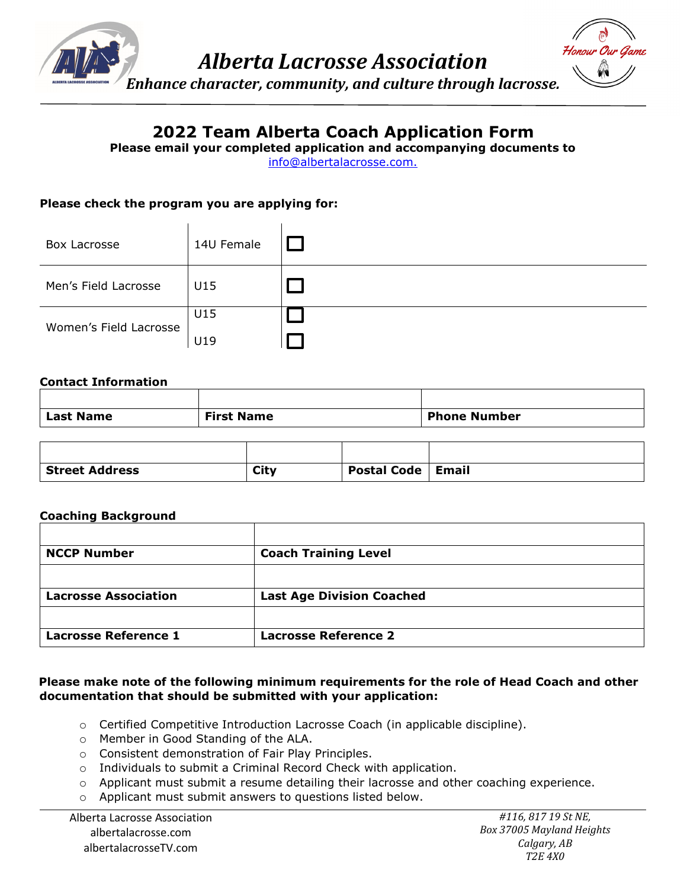# Alberta Lacrosse Association

*Enhance character, community, and culture through lacrosse.*

## 2022 Team Alberta Coach Application Form

**Please email your completed application and accompanying documents to**
info@albertalacrosse.com.

**Please check the program you are applying for:**

| | | |
|---|---|---|
| Box Lacrosse | 14U Female | ☐ |
| Men's Field Lacrosse | U15 | ☐ |
| Women's Field Lacrosse | U15 | ☐ |
| | U19 | ☐ |

**Contact Information**

| | | |
|---|---|---|
| | | |
| **Last Name** | **First Name** | **Phone Number** |

| | | | |
|---|---|---|---|
| | | | |
| **Street Address** | **City** | **Postal Code** | **Email** |

**Coaching Background**

| | |
|---|---|
| | |
| **NCCP Number** | **Coach Training Level** |
| | |
| **Lacrosse Association** | **Last Age Division Coached** |
| | |
| **Lacrosse Reference 1** | **Lacrosse Reference 2** |

**Please make note of the following minimum requirements for the role of Head Coach and other documentation that should be submitted with your application:**

- Certified Competitive Introduction Lacrosse Coach (in applicable discipline).
- Member in Good Standing of the ALA.
- Consistent demonstration of Fair Play Principles.
- Individuals to submit a Criminal Record Check with application.
- Applicant must submit a resume detailing their lacrosse and other coaching experience.
- Applicant must submit answers to questions listed below.

Alberta Lacrosse Association
albertalacrosse.com
albertalacrosseTV.com

*#116, 817 19 St NE,*
*Box 37005 Mayland Heights*
*Calgary, AB*
*T2E 4X0*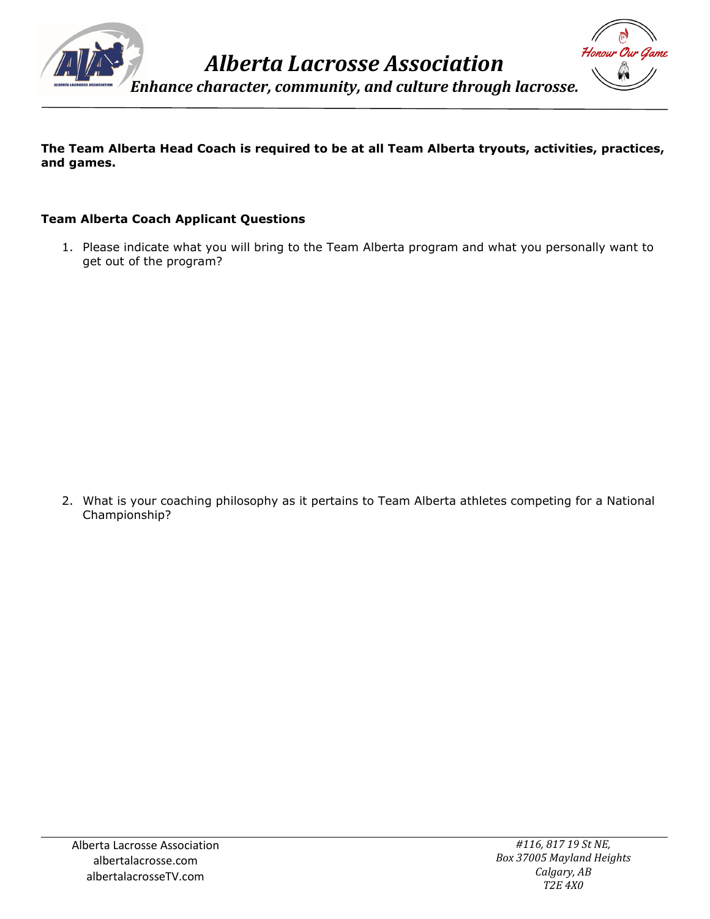**The Team Alberta Head Coach is required to be at all Team Alberta tryouts, activities, practices, and games.**

**Team Alberta Coach Applicant Questions**

1. Please indicate what you will bring to the Team Alberta program and what you personally want to get out of the program?

2. What is your coaching philosophy as it pertains to Team Alberta athletes competing for a National Championship?